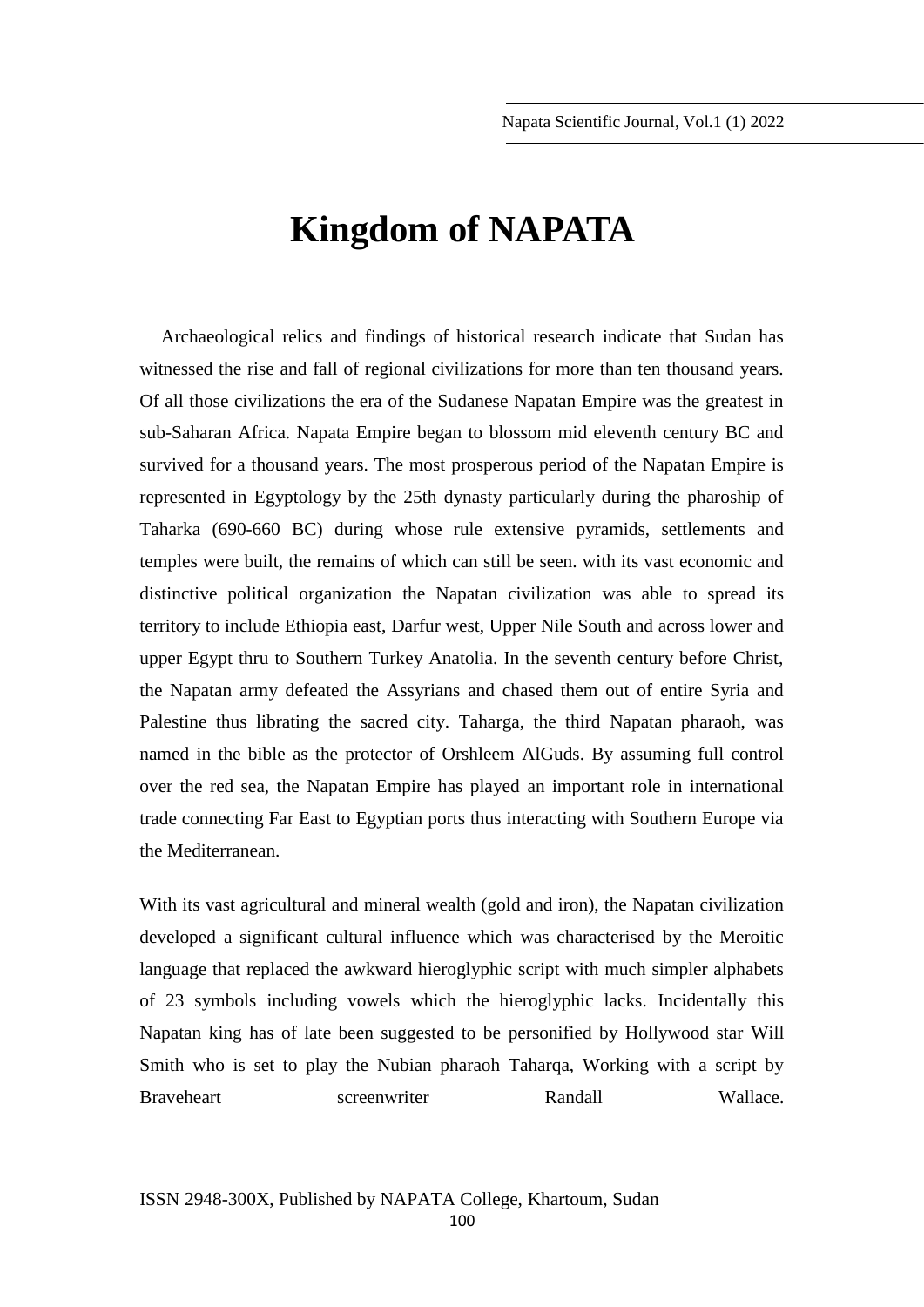# Kingdom of NAPATA

Archaeological relics and findings of historical research indicate that Sudan has witnessed the rise and fall of regional civilizations for more than ten thousand years. Of all those civilizations the era of the Sudanese Napatan Empire was the greatest in sub-Saharan Africa. Napata Empire began to blossom mid eleventh century BC and survived for a thousand years. The most prosperous period of the Napatan Empire is represented in Egyptology by the 25th dynasty particularly during the pharoship of Taharka (690-660 BC) during whose rule extensive pyramids, settlements and temples were built, the remains of which can still be seen. with its vast economic and distinctive political organization the Napatan civilization was able to spread its territory to include Ethiopia east, Darfur west, Upper Nile South and across lower and upper Egypt thru to Southern Turkey Anatolia. In the seventh century before Christ, the Napatan army defeated the Assyrians and chased them out of entire Syria and Palestine thus librating the sacred city. Taharga, the third Napatan pharaoh, was named in the bible as the protector of Orshleem AlGuds. By assuming full control over the red sea, the Napatan Empire has played an important role in international trade connecting Far East to Egyptian ports thus interacting with Southern Europe via the Mediterranean.

With its vast agricultural and mineral wealth (gold and iron), the Napatan civilization developed a significant cultural influence which was characterised by the Meroitic language that replaced the awkward hieroglyphic script with much simpler alphabets of 23 symbols including vowels which the hieroglyphic lacks. Incidentally this Napatan king has of late been suggested to be personified by Hollywood star Will Smith who is set to play the Nubian pharaoh Taharqa, Working with a script by Braveheart screenwriter Randall Wallace.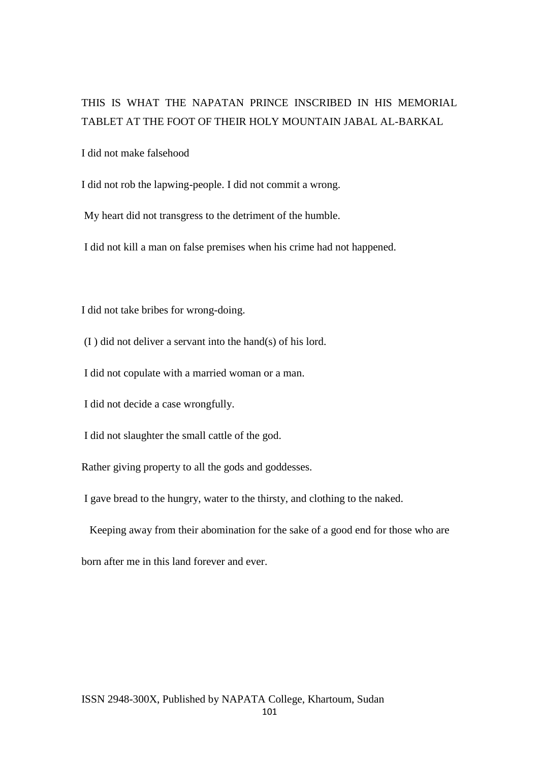THIS IS WHAT THE NAPATAN PRINCE INSCRIBED IN HIS MEMORIAL TABLET AT THE FOOT OF THEIR HOLY MOUNTAIN JABAL AL-BARKAL

I did not make falsehood

I did not rob the lapwing-people. I did not commit a wrong.

My heart did not transgress to the detriment of the humble.

I did not kill a man on false premises when his crime had not happened.

I did not take bribes for wrong-doing.

(I ) did not deliver a servant into the hand(s) of his lord.

I did not copulate with a married woman or a man.

I did not decide a case wrongfully.

I did not slaughter the small cattle of the god.

Rather giving property to all the gods and goddesses.

I gave bread to the hungry, water to the thirsty, and clothing to the naked.

Keeping away from their abomination for the sake of a good end for those who are born after me in this land forever and ever.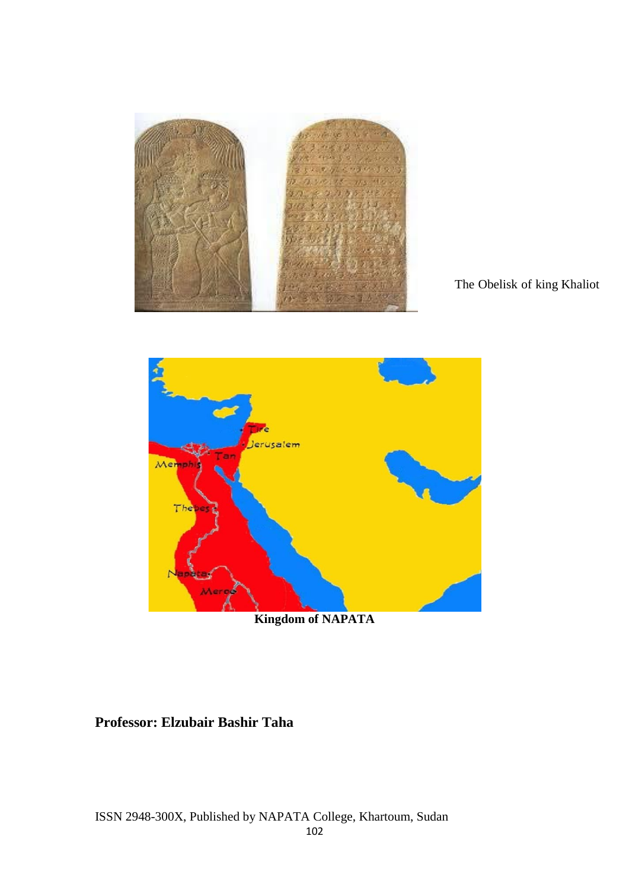The Obelisk of king Khaliot

Tire

Jerusalem

Tan

Memphis

Thebes

Napata

Meroe

**Kingdom of NAPATA**

**Professor: Elzubair Bashir Taha**

ISSN 2948-300X, Published by NAPATA College, Khartoum, Sudan